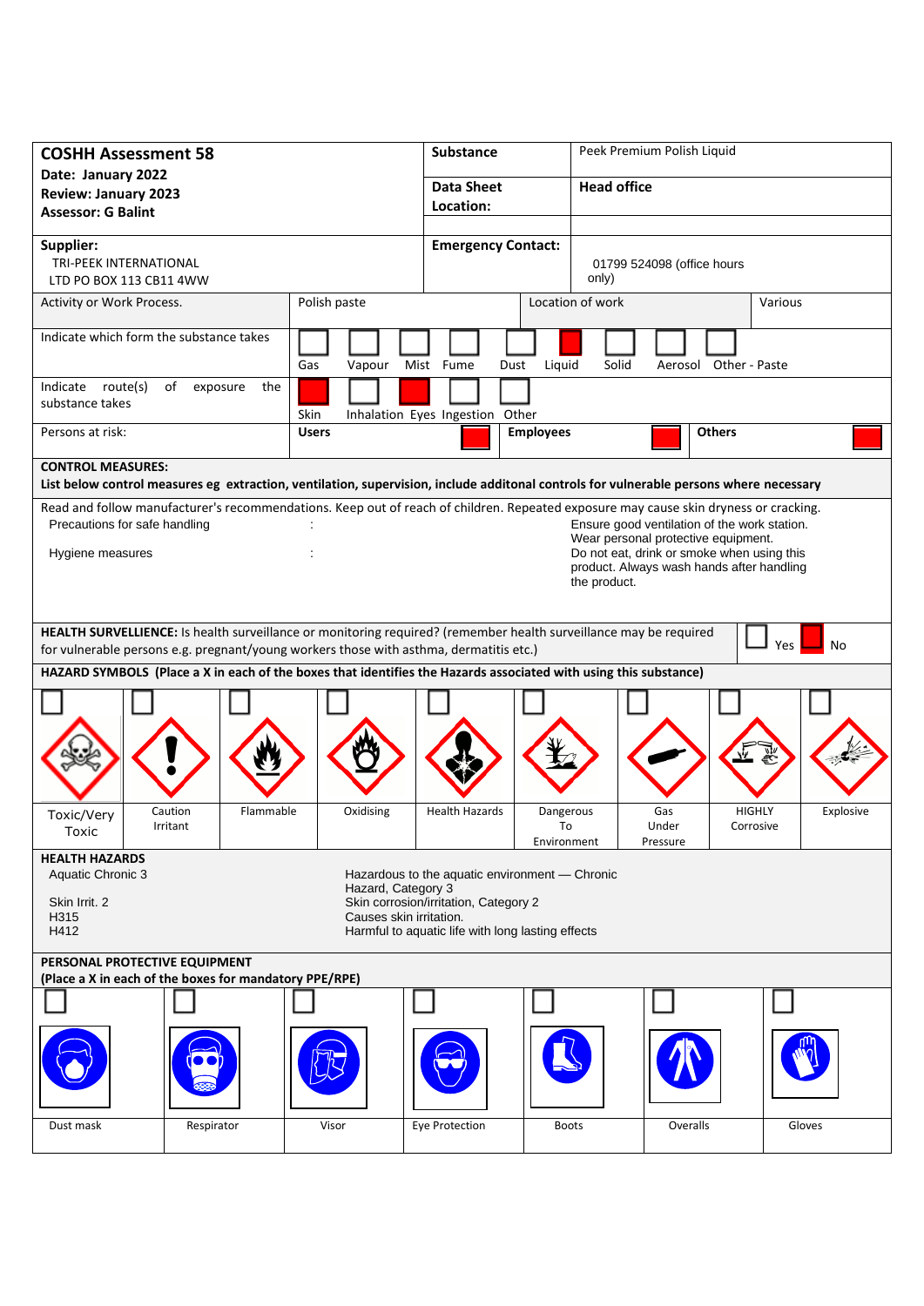| **COSHH Assessment 58**<br>**Date: January 2022**<br>**Review: January 2023**<br>**Assessor: G Balint** | **Substance** | Peek Premium Polish Liquid |
|---|---|---|
| | **Data Sheet Location:** | **Head office** |
| **Supplier:**<br>TRI-PEEK INTERNATIONAL LTD PO BOX 113 CB11 4WW | **Emergency Contact:** | 01799 524098 (office hours only) |

| Activity or Work Process. | Polish paste | Location of work | Various |
|---|---|---|---|

**Indicate which form the substance takes**

| Gas | Vapour | Mist | Fume | Dust | Liquid | Solid | Aerosol | Other - Paste |
|---|---|---|---|---|---|---|---|---|
| ☐ | ☐ | ☐ | ☐ | ☐ | ■ | ☐ | ☐ | ☐ |

**Indicate route(s) of exposure the substance takes**

| Skin | Inhalation | Eyes | Ingestion | Other |
|---|---|---|---|---|
| ■ | ☐ | ■ | ☐ | ☐ |

**Persons at risk:**

| Users | Employees | Others |
|---|---|---|
| ■ | ■ | ■ |

**CONTROL MEASURES:**
**List below control measures eg extraction, ventilation, supervision, include additonal controls for vulnerable persons where necessary**

Read and follow manufacturer's recommendations. Keep out of reach of children. Repeated exposure may cause skin dryness or cracking.

Precautions for safe handling : Ensure good ventilation of the work station. Wear personal protective equipment.

Hygiene measures : Do not eat, drink or smoke when using this product. Always wash hands after handling the product.

**HEALTH SURVELLIENCE:** Is health surveillance or monitoring required? (remember health surveillance may be required for vulnerable persons e.g. pregnant/young workers those with asthma, dermatitis etc.)

☐ Yes ■ No

**HAZARD SYMBOLS (Place a X in each of the boxes that identifies the Hazards associated with using this substance)**

| Toxic/Very Toxic | Caution Irritant | Flammable | Oxidising | Health Hazards | Dangerous To Environment | Gas Under Pressure | HIGHLY Corrosive | Explosive |
|---|---|---|---|---|---|---|---|---|
| ☐ | ☐ | ☐ | ☐ | ☐ | ☐ | ☐ | ☐ | ☐ |

**HEALTH HAZARDS**

| | |
|---|---|
| Aquatic Chronic 3 | Hazardous to the aquatic environment — Chronic Hazard, Category 3 |
| Skin Irrit. 2 | Skin corrosion/irritation, Category 2 |
| H315 | Causes skin irritation. |
| H412 | Harmful to aquatic life with long lasting effects |

**PERSONAL PROTECTIVE EQUIPMENT**
**(Place a X in each of the boxes for mandatory PPE/RPE)**

| Dust mask | Respirator | Visor | Eye Protection | Boots | Overalls | Gloves |
|---|---|---|---|---|---|---|
| ☐ | ☐ | ☐ | ☐ | ☐ | ☐ | ☐ |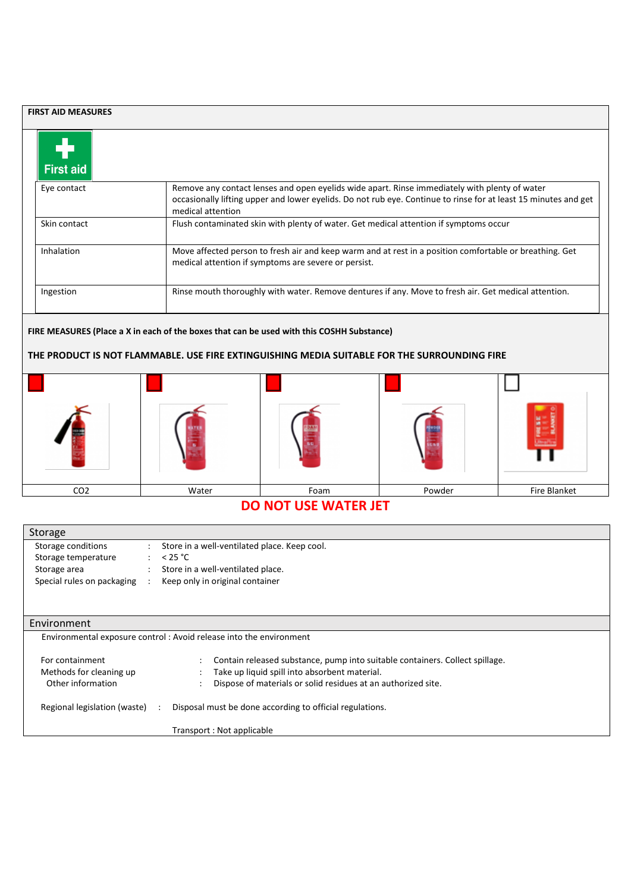## FIRST AID MEASURES

First aid

| | |
|---|---|
| Eye contact | Remove any contact lenses and open eyelids wide apart. Rinse immediately with plenty of water occasionally lifting upper and lower eyelids. Do not rub eye. Continue to rinse for at least 15 minutes and get medical attention |
| Skin contact | Flush contaminated skin with plenty of water. Get medical attention if symptoms occur |
| Inhalation | Move affected person to fresh air and keep warm and at rest in a position comfortable or breathing. Get medical attention if symptoms are severe or persist. |
| Ingestion | Rinse mouth thoroughly with water. Remove dentures if any. Move to fresh air. Get medical attention. |

## FIRE MEASURES (Place a X in each of the boxes that can be used with this COSHH Substance)

**THE PRODUCT IS NOT FLAMMABLE. USE FIRE EXTINGUISHING MEDIA SUITABLE FOR THE SURROUNDING FIRE**

| CO2 | Water | Foam | Powder | Fire Blanket |
|---|---|---|---|---|

**DO NOT USE WATER JET**

## Storage

| | | |
|---|---|---|
| Storage conditions | : | Store in a well-ventilated place. Keep cool. |
| Storage temperature | : | < 25 °C |
| Storage area | : | Store in a well-ventilated place. |
| Special rules on packaging | : | Keep only in original container |

## Environment

Environmental exposure control : Avoid release into the environment

| | | |
|---|---|---|
| For containment | : | Contain released substance, pump into suitable containers. Collect spillage. |
| Methods for cleaning up | : | Take up liquid spill into absorbent material. |
| Other information | : | Dispose of materials or solid residues at an authorized site. |

Regional legislation (waste) : Disposal must be done according to official regulations.

Transport : Not applicable